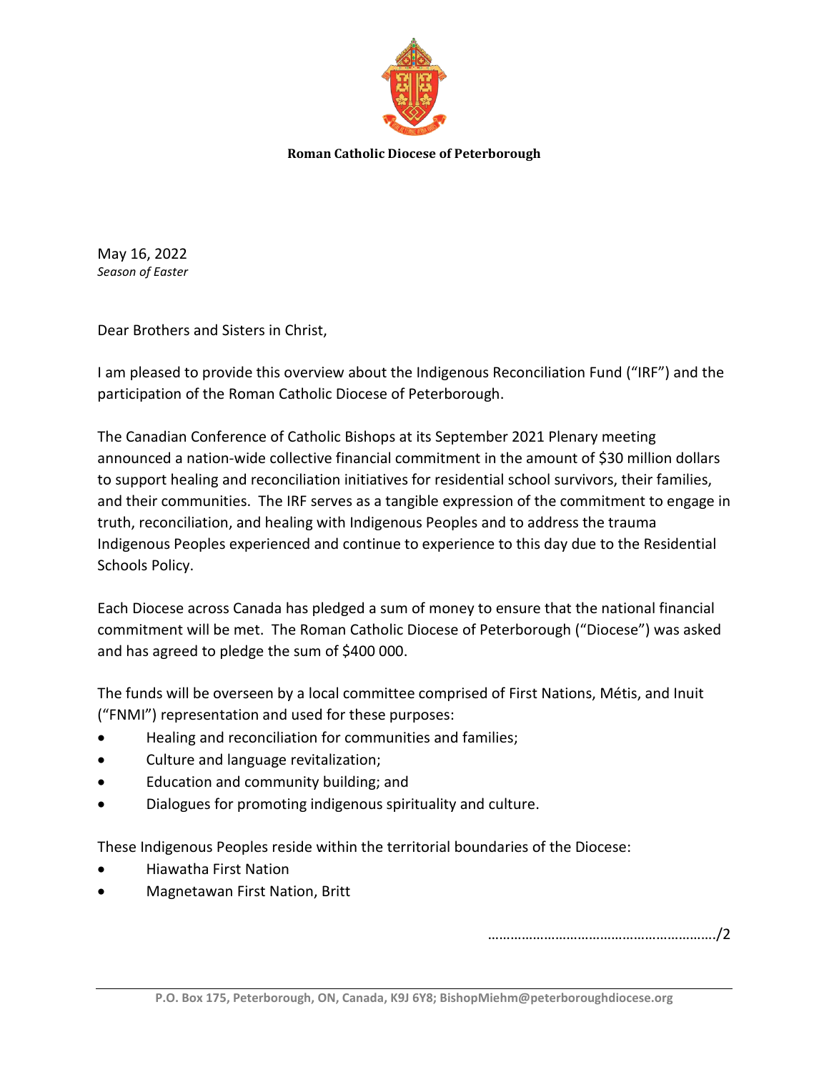**Roman Catholic Diocese of Peterborough**

May 16, 2022
*Season of Easter*

Dear Brothers and Sisters in Christ,

I am pleased to provide this overview about the Indigenous Reconciliation Fund ("IRF") and the participation of the Roman Catholic Diocese of Peterborough.

The Canadian Conference of Catholic Bishops at its September 2021 Plenary meeting announced a nation-wide collective financial commitment in the amount of $30 million dollars to support healing and reconciliation initiatives for residential school survivors, their families, and their communities. The IRF serves as a tangible expression of the commitment to engage in truth, reconciliation, and healing with Indigenous Peoples and to address the trauma Indigenous Peoples experienced and continue to experience to this day due to the Residential Schools Policy.

Each Diocese across Canada has pledged a sum of money to ensure that the national financial commitment will be met. The Roman Catholic Diocese of Peterborough ("Diocese") was asked and has agreed to pledge the sum of $400 000.

The funds will be overseen by a local committee comprised of First Nations, Métis, and Inuit ("FNMI") representation and used for these purposes:

- Healing and reconciliation for communities and families;
- Culture and language revitalization;
- Education and community building; and
- Dialogues for promoting indigenous spirituality and culture.

These Indigenous Peoples reside within the territorial boundaries of the Diocese:

- Hiawatha First Nation
- Magnetawan First Nation, Britt

………………………………………………………/2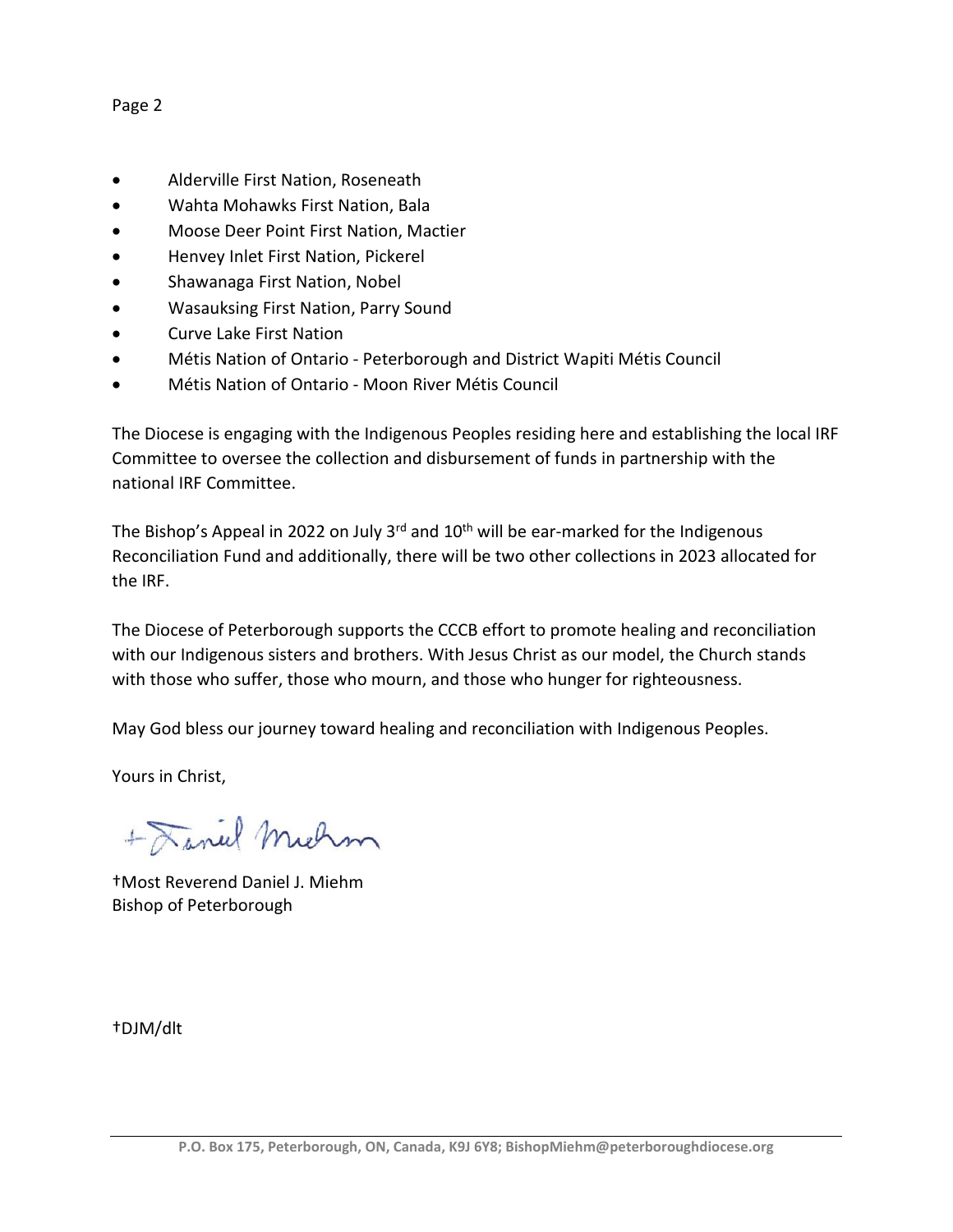- Alderville First Nation, Roseneath
- Wahta Mohawks First Nation, Bala
- Moose Deer Point First Nation, Mactier
- Henvey Inlet First Nation, Pickerel
- Shawanaga First Nation, Nobel
- Wasauksing First Nation, Parry Sound
- Curve Lake First Nation
- Métis Nation of Ontario - Peterborough and District Wapiti Métis Council
- Métis Nation of Ontario - Moon River Métis Council

The Diocese is engaging with the Indigenous Peoples residing here and establishing the local IRF Committee to oversee the collection and disbursement of funds in partnership with the national IRF Committee.

The Bishop's Appeal in 2022 on July 3rd and 10th will be ear-marked for the Indigenous Reconciliation Fund and additionally, there will be two other collections in 2023 allocated for the IRF.

The Diocese of Peterborough supports the CCCB effort to promote healing and reconciliation with our Indigenous sisters and brothers. With Jesus Christ as our model, the Church stands with those who suffer, those who mourn, and those who hunger for righteousness.

May God bless our journey toward healing and reconciliation with Indigenous Peoples.

Yours in Christ,

+Daniel Miehm

†Most Reverend Daniel J. Miehm
Bishop of Peterborough

†DJM/dlt

P.O. Box 175, Peterborough, ON, Canada, K9J 6Y8; BishopMiehm@peterboroughdiocese.org